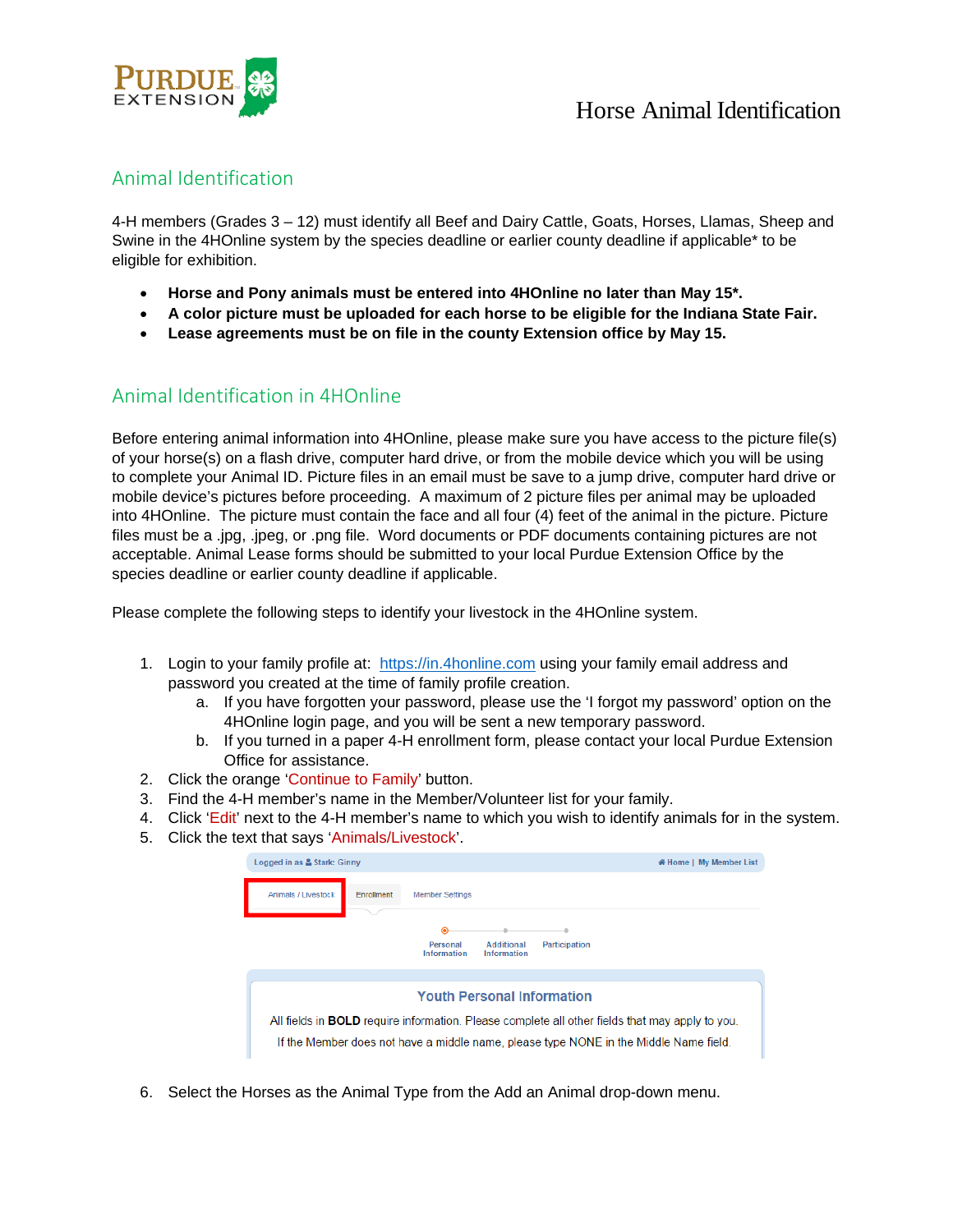# Horse Animal Identification

## Animal Identification

4-H members (Grades 3 – 12) must identify all Beef and Dairy Cattle, Goats, Horses, Llamas, Sheep and Swine in the 4HOnline system by the species deadline or earlier county deadline if applicable* to be eligible for exhibition.

- **Horse and Pony animals must be entered into 4HOnline no later than May 15*.**
- **A color picture must be uploaded for each horse to be eligible for the Indiana State Fair.**
- **Lease agreements must be on file in the county Extension office by May 15.**

## Animal Identification in 4HOnline

Before entering animal information into 4HOnline, please make sure you have access to the picture file(s) of your horse(s) on a flash drive, computer hard drive, or from the mobile device which you will be using to complete your Animal ID. Picture files in an email must be save to a jump drive, computer hard drive or mobile device's pictures before proceeding. A maximum of 2 picture files per animal may be uploaded into 4HOnline. The picture must contain the face and all four (4) feet of the animal in the picture. Picture files must be a .jpg, .jpeg, or .png file. Word documents or PDF documents containing pictures are not acceptable. Animal Lease forms should be submitted to your local Purdue Extension Office by the species deadline or earlier county deadline if applicable.

Please complete the following steps to identify your livestock in the 4HOnline system.

1. Login to your family profile at: https://in.4honline.com using your family email address and password you created at the time of family profile creation.
   a. If you have forgotten your password, please use the 'I forgot my password' option on the 4HOnline login page, and you will be sent a new temporary password.
   b. If you turned in a paper 4-H enrollment form, please contact your local Purdue Extension Office for assistance.
2. Click the orange 'Continue to Family' button.
3. Find the 4-H member's name in the Member/Volunteer list for your family.
4. Click 'Edit' next to the 4-H member's name to which you wish to identify animals for in the system.
5. Click the text that says 'Animals/Livestock'.

Logged in as Stark: Ginny | Home | My Member List

Animals / Livestock | Enrollment | Member Settings

Personal Information — Additional Information — Participation

**Youth Personal Information**

All fields in **BOLD** require information. Please complete all other fields that may apply to you.
If the Member does not have a middle name, please type NONE in the Middle Name field.

6. Select the Horses as the Animal Type from the Add an Animal drop-down menu.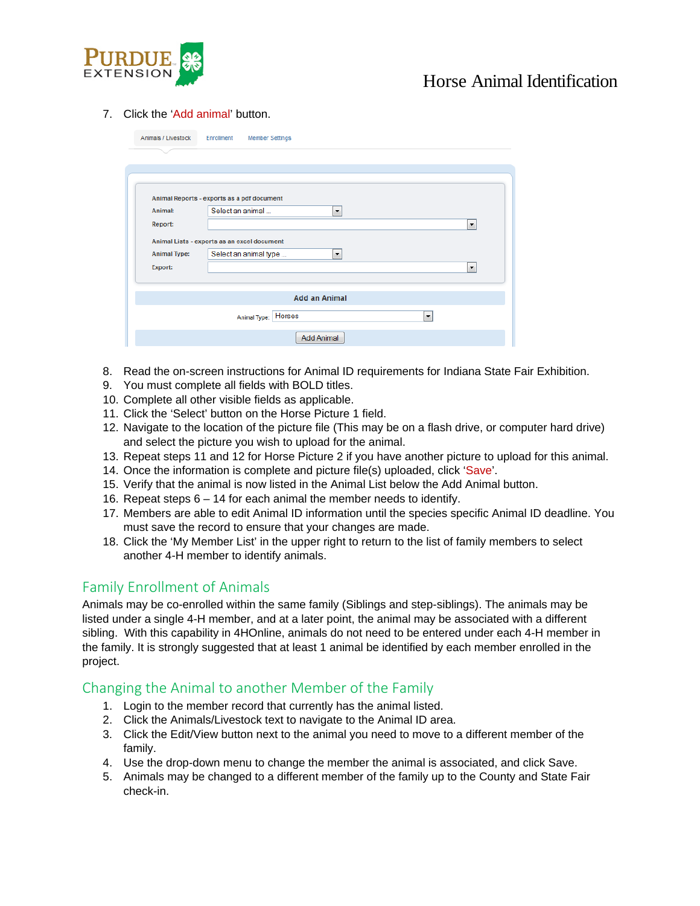7. Click the 'Add animal' button.

8. Read the on-screen instructions for Animal ID requirements for Indiana State Fair Exhibition.
9. You must complete all fields with BOLD titles.
10. Complete all other visible fields as applicable.
11. Click the 'Select' button on the Horse Picture 1 field.
12. Navigate to the location of the picture file (This may be on a flash drive, or computer hard drive) and select the picture you wish to upload for the animal.
13. Repeat steps 11 and 12 for Horse Picture 2 if you have another picture to upload for this animal.
14. Once the information is complete and picture file(s) uploaded, click 'Save'.
15. Verify that the animal is now listed in the Animal List below the Add Animal button.
16. Repeat steps 6 – 14 for each animal the member needs to identify.
17. Members are able to edit Animal ID information until the species specific Animal ID deadline. You must save the record to ensure that your changes are made.
18. Click the 'My Member List' in the upper right to return to the list of family members to select another 4-H member to identify animals.

## Family Enrollment of Animals

Animals may be co-enrolled within the same family (Siblings and step-siblings). The animals may be listed under a single 4-H member, and at a later point, the animal may be associated with a different sibling. With this capability in 4HOnline, animals do not need to be entered under each 4-H member in the family. It is strongly suggested that at least 1 animal be identified by each member enrolled in the project.

## Changing the Animal to another Member of the Family

1. Login to the member record that currently has the animal listed.
2. Click the Animals/Livestock text to navigate to the Animal ID area.
3. Click the Edit/View button next to the animal you need to move to a different member of the family.
4. Use the drop-down menu to change the member the animal is associated, and click Save.
5. Animals may be changed to a different member of the family up to the County and State Fair check-in.